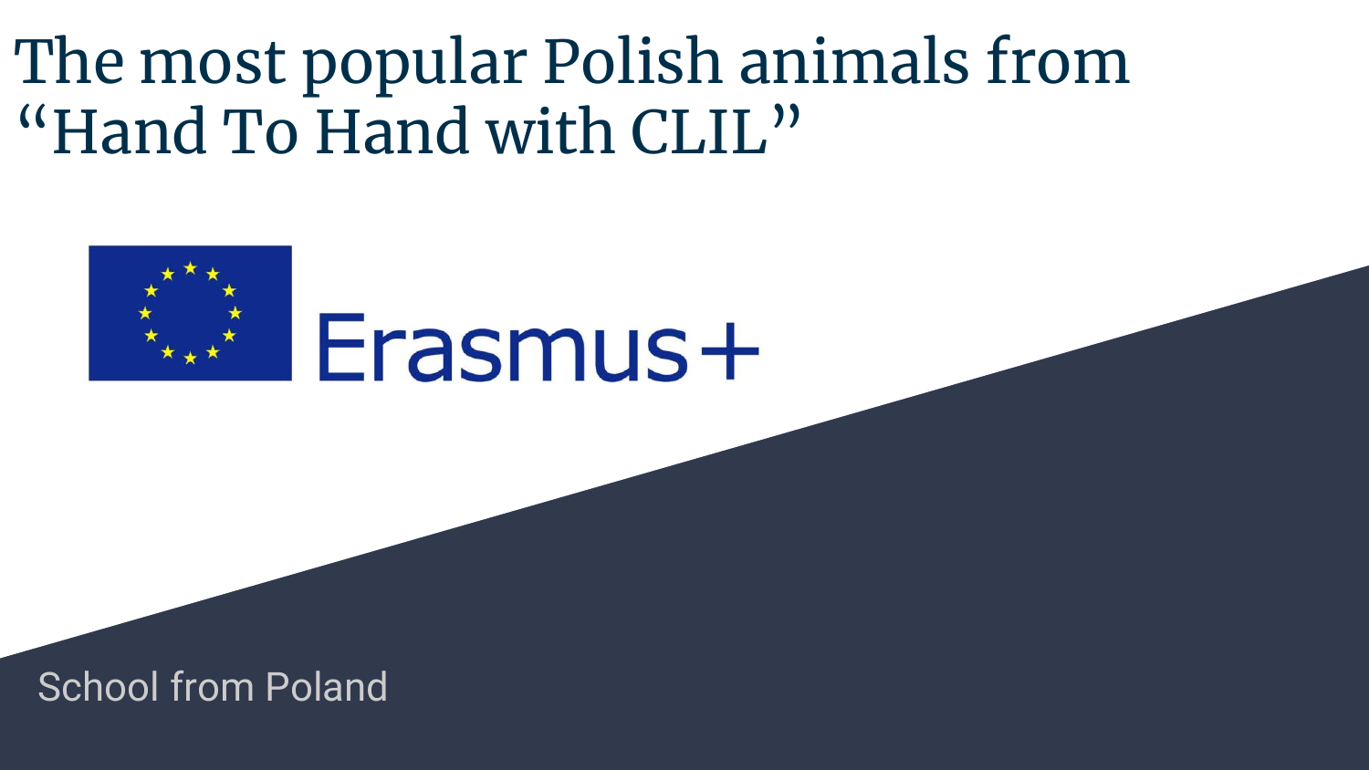# The most popular Polish animals from "Hand To Hand with CLIL"

Erasmus+

School from Poland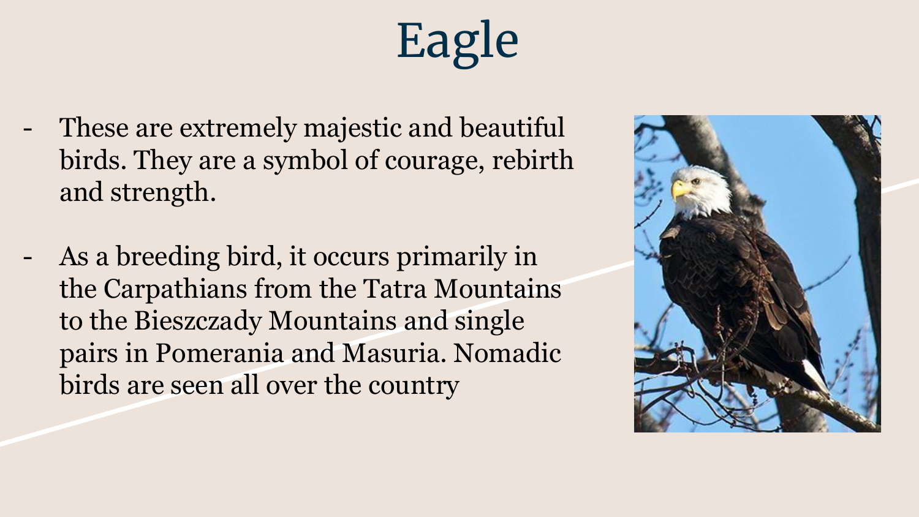# Eagle

- These are extremely majestic and beautiful birds. They are a symbol of courage, rebirth and strength.

- As a breeding bird, it occurs primarily in the Carpathians from the Tatra Mountains to the Bieszczady Mountains and single pairs in Pomerania and Masuria. Nomadic birds are seen all over the country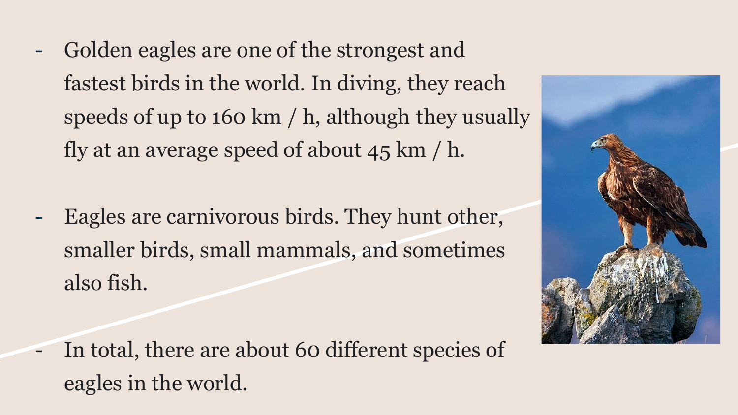- Golden eagles are one of the strongest and fastest birds in the world. In diving, they reach speeds of up to 160 km / h, although they usually fly at an average speed of about 45 km / h.

- Eagles are carnivorous birds. They hunt other, smaller birds, small mammals, and sometimes also fish.

- In total, there are about 60 different species of eagles in the world.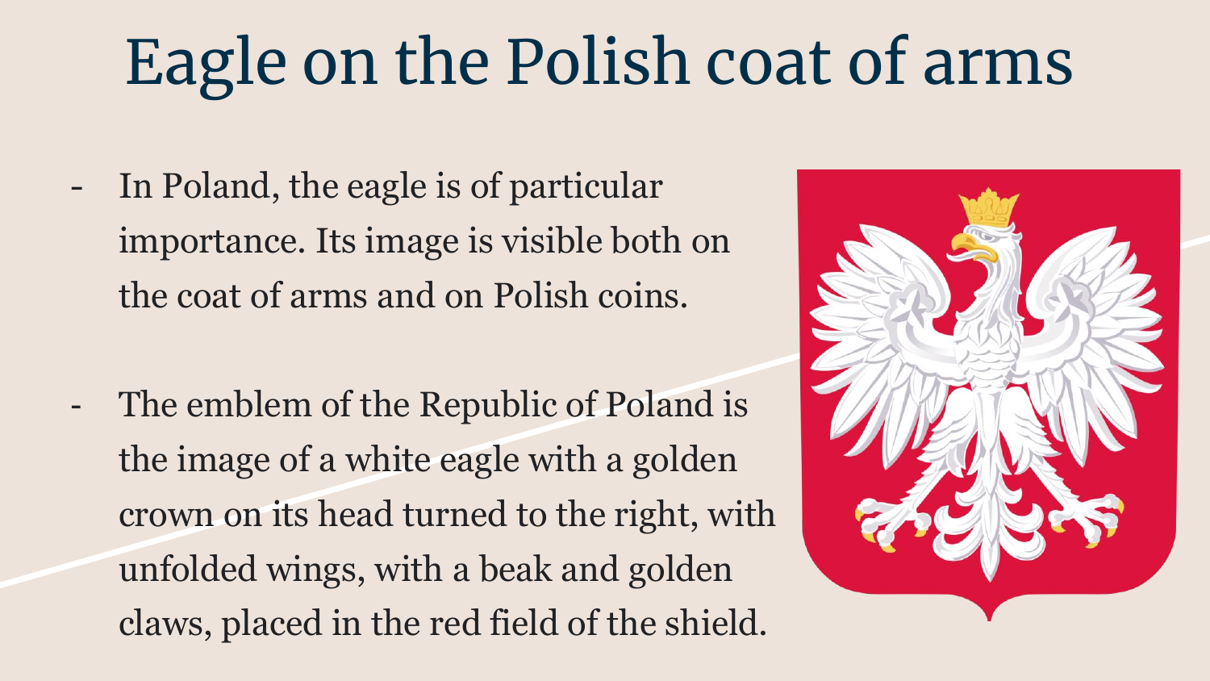# Eagle on the Polish coat of arms

- In Poland, the eagle is of particular importance. Its image is visible both on the coat of arms and on Polish coins.

- The emblem of the Republic of Poland is the image of a white eagle with a golden crown on its head turned to the right, with unfolded wings, with a beak and golden claws, placed in the red field of the shield.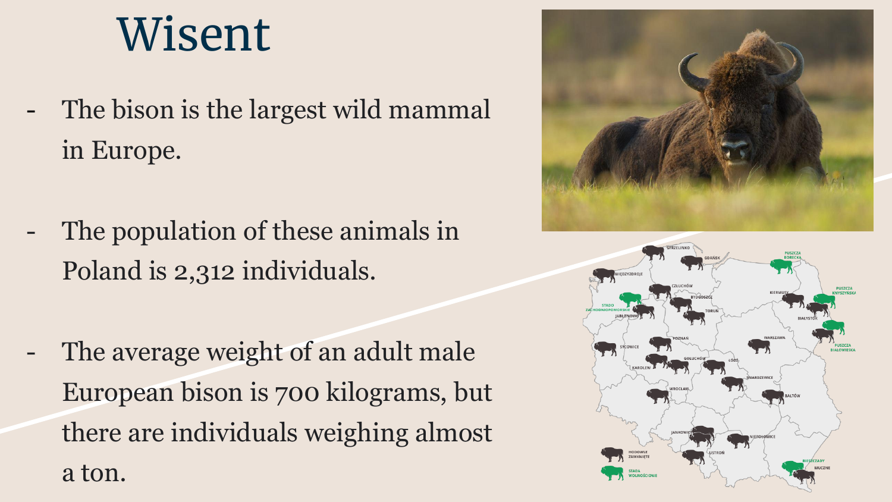# Wisent

- The bison is the largest wild mammal in Europe.
- The population of these animals in Poland is 2,312 individuals.
- The average weight of an adult male European bison is 700 kilograms, but there are individuals weighing almost a ton.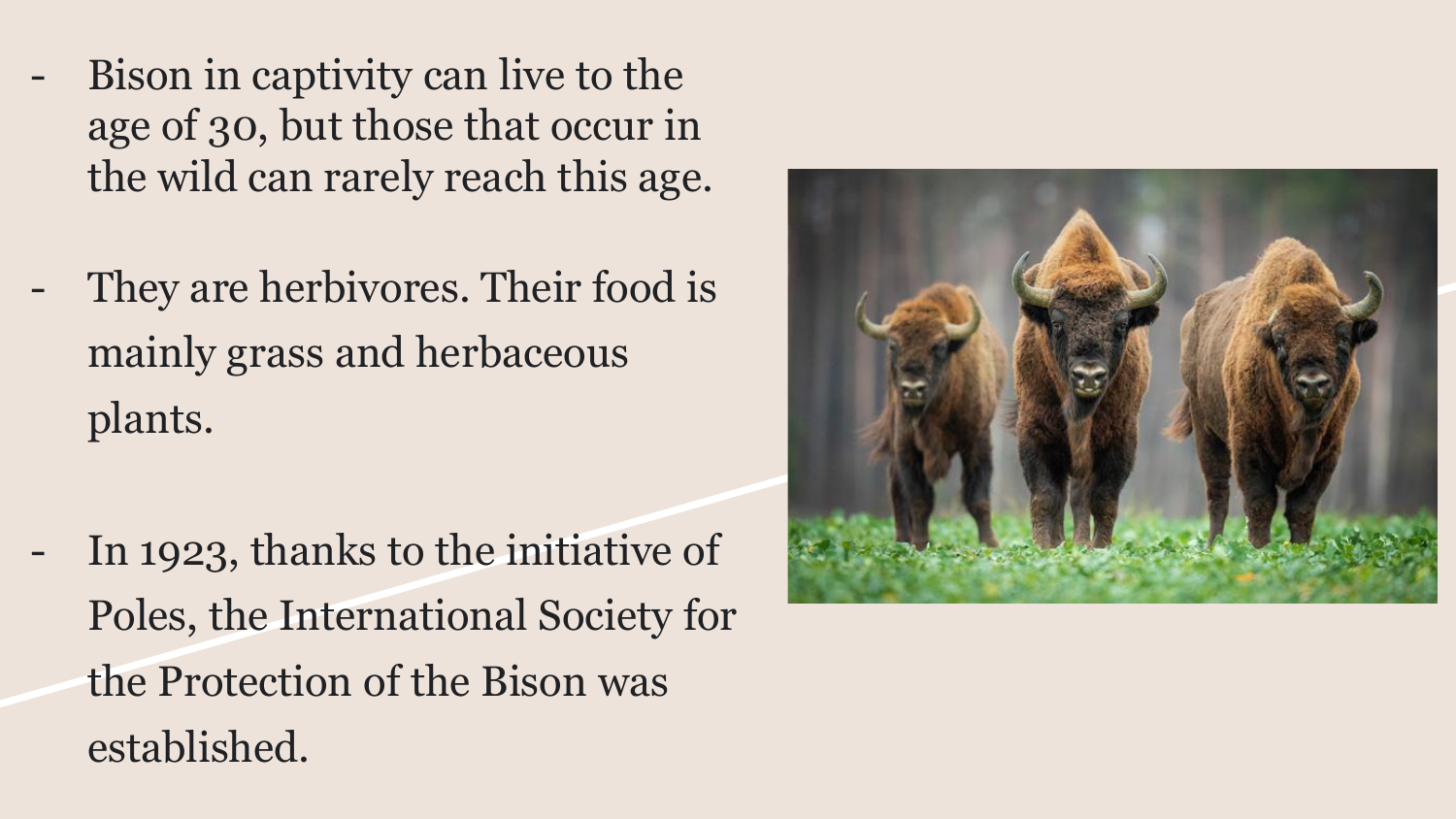- Bison in captivity can live to the age of 30, but those that occur in the wild can rarely reach this age.
- They are herbivores. Their food is mainly grass and herbaceous plants.
- In 1923, thanks to the initiative of Poles, the International Society for the Protection of the Bison was established.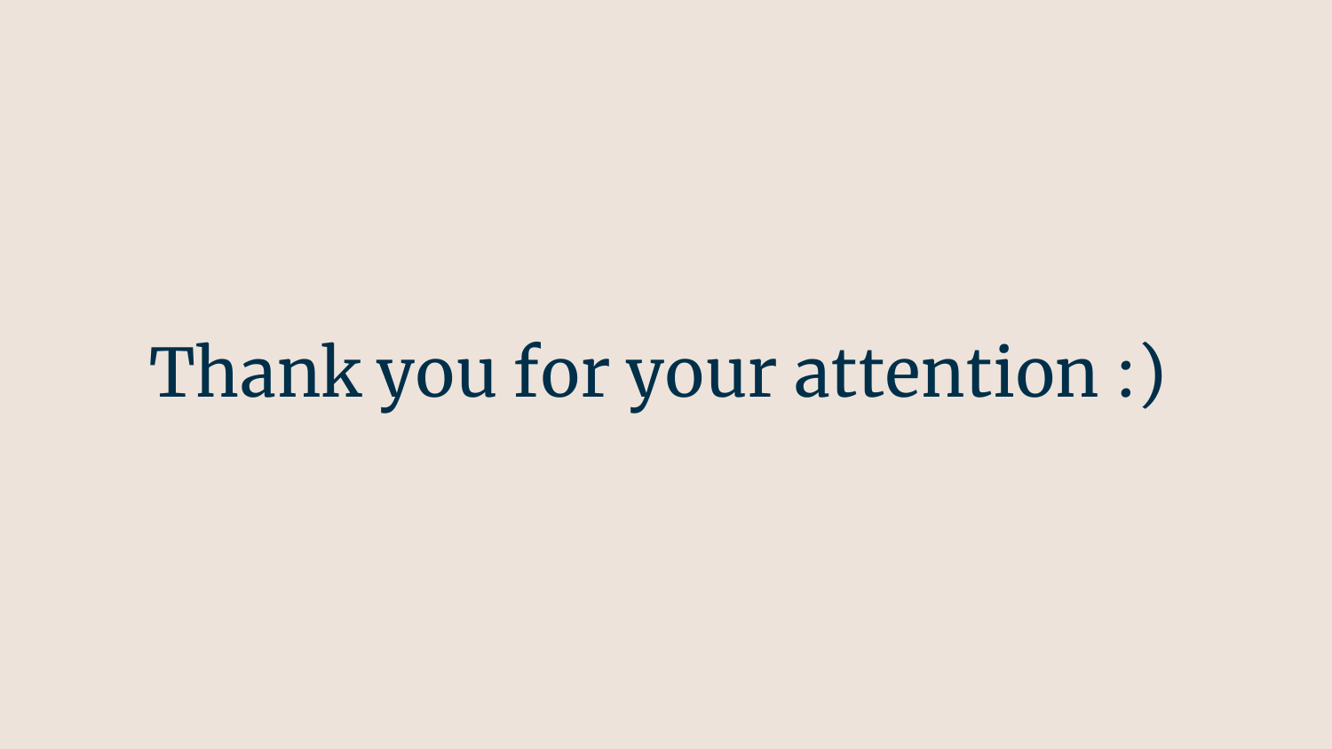Thank you for your attention :)